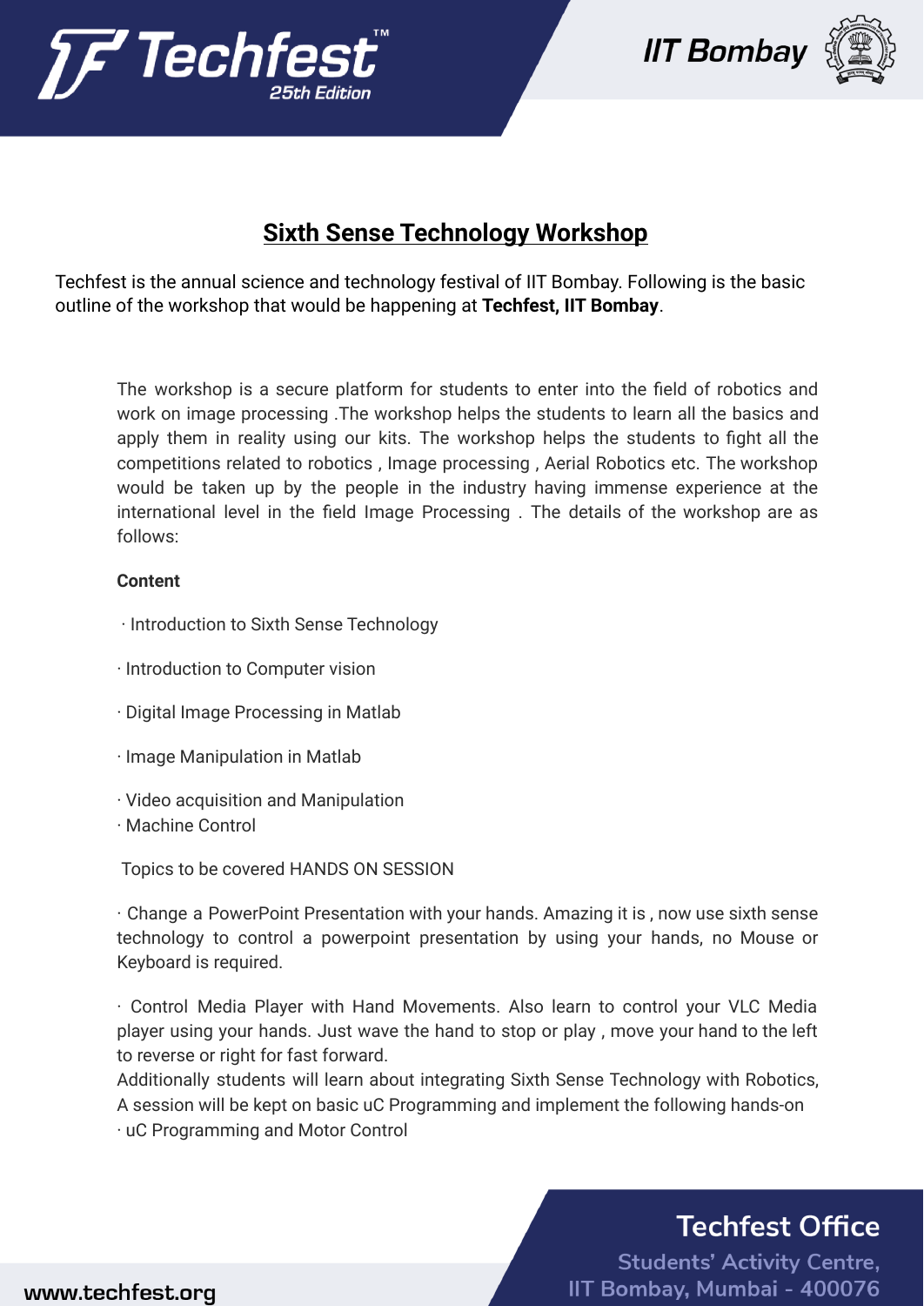# Sixth Sense Technology Workshop

Techfest is the annual science and technology festival of IIT Bombay. Following is the basic outline of the workshop that would be happening at **Techfest, IIT Bombay**.

The workshop is a secure platform for students to enter into the field of robotics and work on image processing .The workshop helps the students to learn all the basics and apply them in reality using our kits. The workshop helps the students to fight all the competitions related to robotics , Image processing , Aerial Robotics etc. The workshop would be taken up by the people in the industry having immense experience at the international level in the field Image Processing . The details of the workshop are as follows:

**Content**

· Introduction to Sixth Sense Technology

· Introduction to Computer vision

· Digital Image Processing in Matlab

· Image Manipulation in Matlab

· Video acquisition and Manipulation
· Machine Control

Topics to be covered HANDS ON SESSION

· Change a PowerPoint Presentation with your hands. Amazing it is , now use sixth sense technology to control a powerpoint presentation by using your hands, no Mouse or Keyboard is required.

· Control Media Player with Hand Movements. Also learn to control your VLC Media player using your hands. Just wave the hand to stop or play , move your hand to the left to reverse or right for fast forward.
Additionally students will learn about integrating Sixth Sense Technology with Robotics, A session will be kept on basic uC Programming and implement the following hands-on
· uC Programming and Motor Control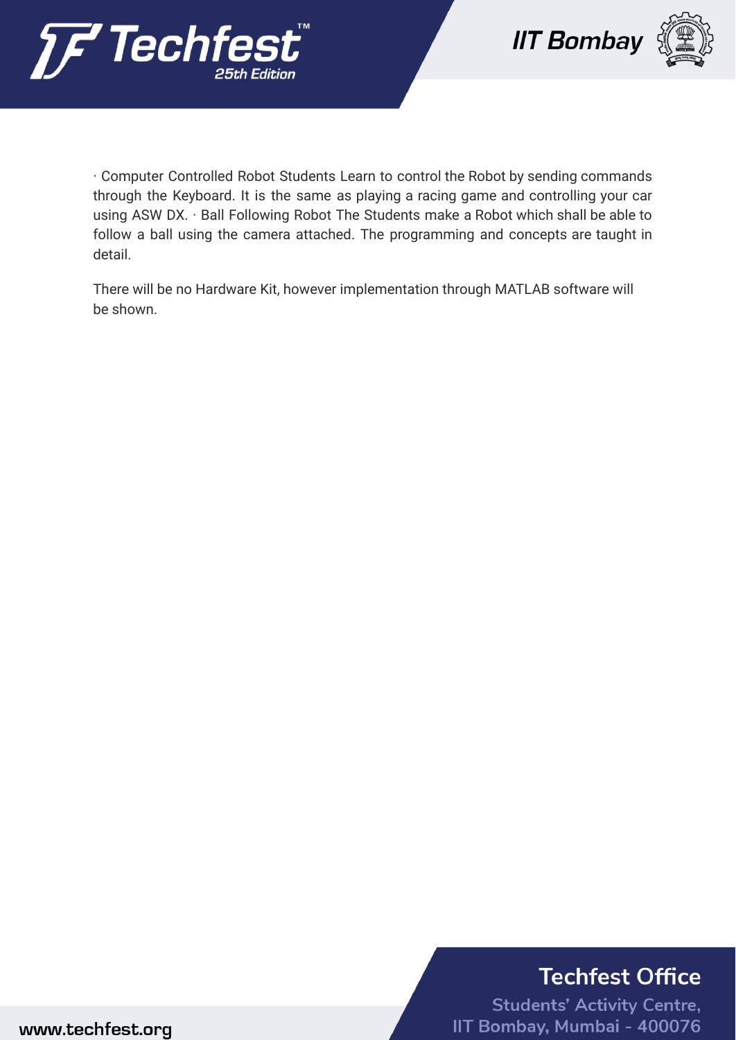· Computer Controlled Robot Students Learn to control the Robot by sending commands through the Keyboard. It is the same as playing a racing game and controlling your car using ASW DX. · Ball Following Robot The Students make a Robot which shall be able to follow a ball using the camera attached. The programming and concepts are taught in detail.

There will be no Hardware Kit, however implementation through MATLAB software will be shown.